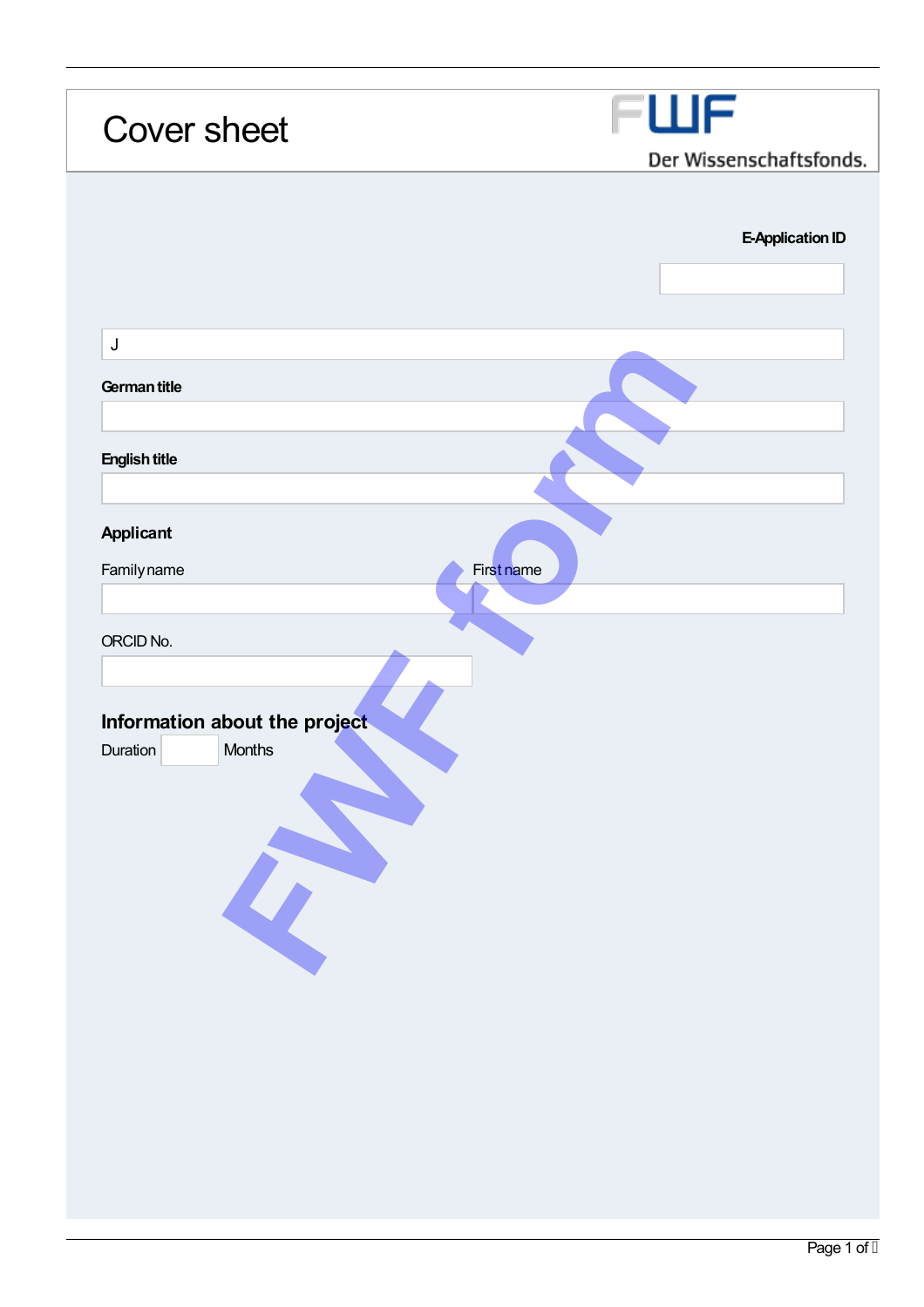# Cover sheet

FWF Der Wissenschaftsfonds.

**E-Application ID**

J

**German title**

**English title**

### Applicant

Family name | First name

ORCID No.

### Information about the project

Duration Months

FWF form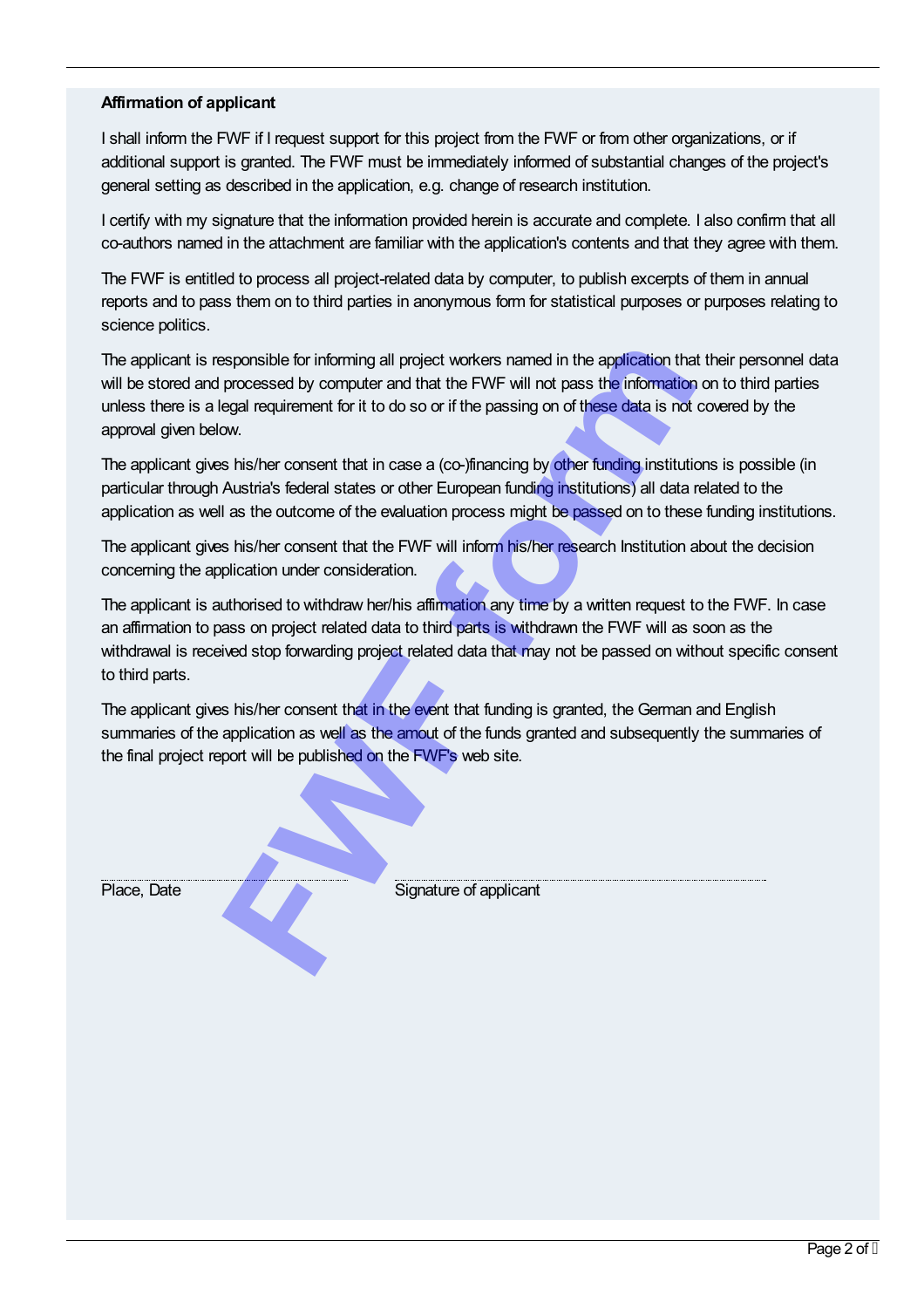**Affirmation of applicant**

I shall inform the FWF if I request support for this project from the FWF or from other organizations, or if additional support is granted. The FWF must be immediately informed of substantial changes of the project's general setting as described in the application, e.g. change of research institution.

I certify with my signature that the information provided herein is accurate and complete. I also confirm that all co-authors named in the attachment are familiar with the application's contents and that they agree with them.

The FWF is entitled to process all project-related data by computer, to publish excerpts of them in annual reports and to pass them on to third parties in anonymous form for statistical purposes or purposes relating to science politics.

The applicant is responsible for informing all project workers named in the application that their personnel data will be stored and processed by computer and that the FWF will not pass the information on to third parties unless there is a legal requirement for it to do so or if the passing on of these data is not covered by the approval given below.

The applicant gives his/her consent that in case a (co-)financing by other funding institutions is possible (in particular through Austria's federal states or other European funding institutions) all data related to the application as well as the outcome of the evaluation process might be passed on to these funding institutions.

The applicant gives his/her consent that the FWF will inform his/her research Institution about the decision concerning the application under consideration.

The applicant is authorised to withdraw her/his affirmation any time by a written request to the FWF. In case an affirmation to pass on project related data to third parts is withdrawn the FWF will as soon as the withdrawal is received stop forwarding project related data that may not be passed on without specific consent to third parts.

The applicant gives his/her consent that in the event that funding is granted, the German and English summaries of the application as well as the amout of the funds granted and subsequently the summaries of the final project report will be published on the FWF's web site.

FWF form

Place, Date

Signature of applicant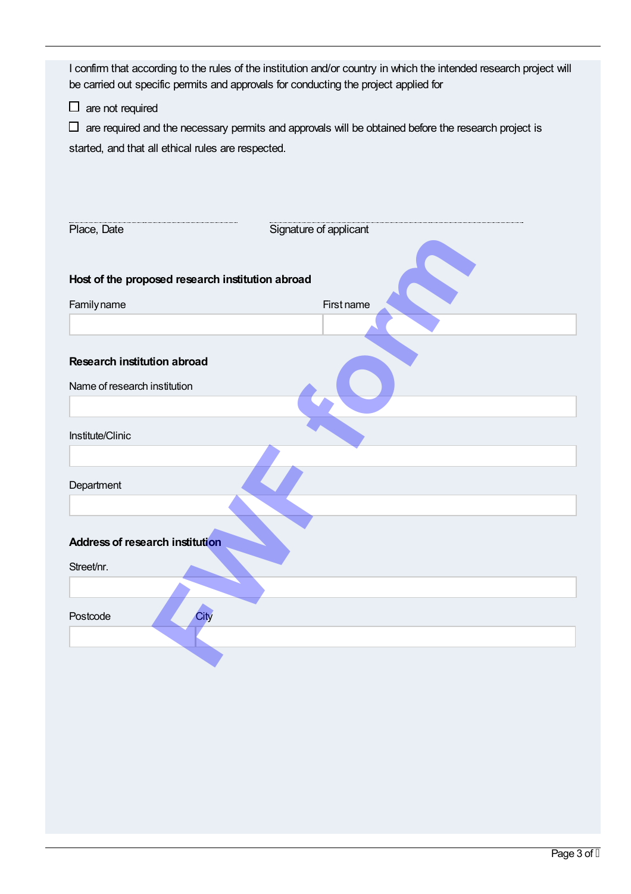I confirm that according to the rules of the institution and/or country in which the intended research project will be carried out specific permits and approvals for conducting the project applied for

☐ are not required

☐ are required and the necessary permits and approvals will be obtained before the research project is started, and that all ethical rules are respected.

| Place, Date | Signature of applicant |
| --- | --- |
| | |

**Host of the proposed research institution abroad**

| Family name | First name |
| --- | --- |
| | |

**Research institution abroad**

Name of research institution

Institute/Clinic

Department

**Address of research institution**

Street/nr.

| Postcode | City |
| --- | --- |
| | |

FWF form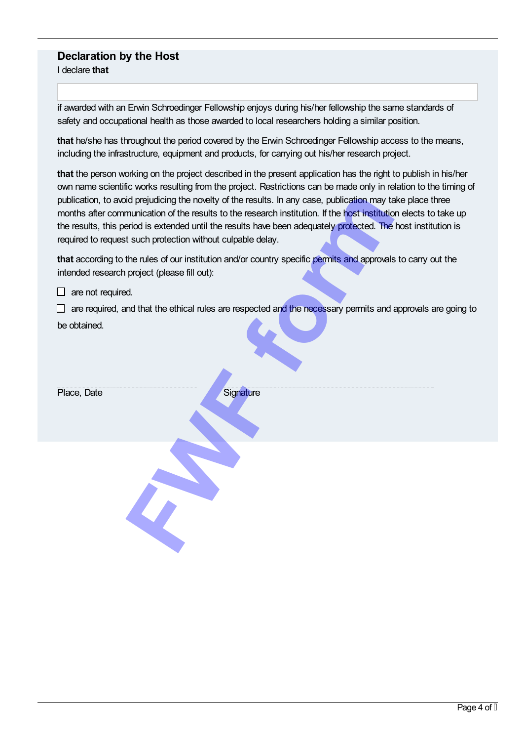## Declaration by the Host

I declare **that**

if awarded with an Erwin Schroedinger Fellowship enjoys during his/her fellowship the same standards of safety and occupational health as those awarded to local researchers holding a similar position.

**that** he/she has throughout the period covered by the Erwin Schroedinger Fellowship access to the means, including the infrastructure, equipment and products, for carrying out his/her research project.

**that** the person working on the project described in the present application has the right to publish in his/her own name scientific works resulting from the project. Restrictions can be made only in relation to the timing of publication, to avoid prejudicing the novelty of the results. In any case, publication may take place three months after communication of the results to the research institution. If the host institution elects to take up the results, this period is extended until the results have been adequately protected. The host institution is required to request such protection without culpable delay.

**that** according to the rules of our institution and/or country specific permits and approvals to carry out the intended research project (please fill out):

☐ are not required.

☐ are required, and that the ethical rules are respected and the necessary permits and approvals are going to be obtained.

Place, Date　　　　　　　　　　Signature

FWF form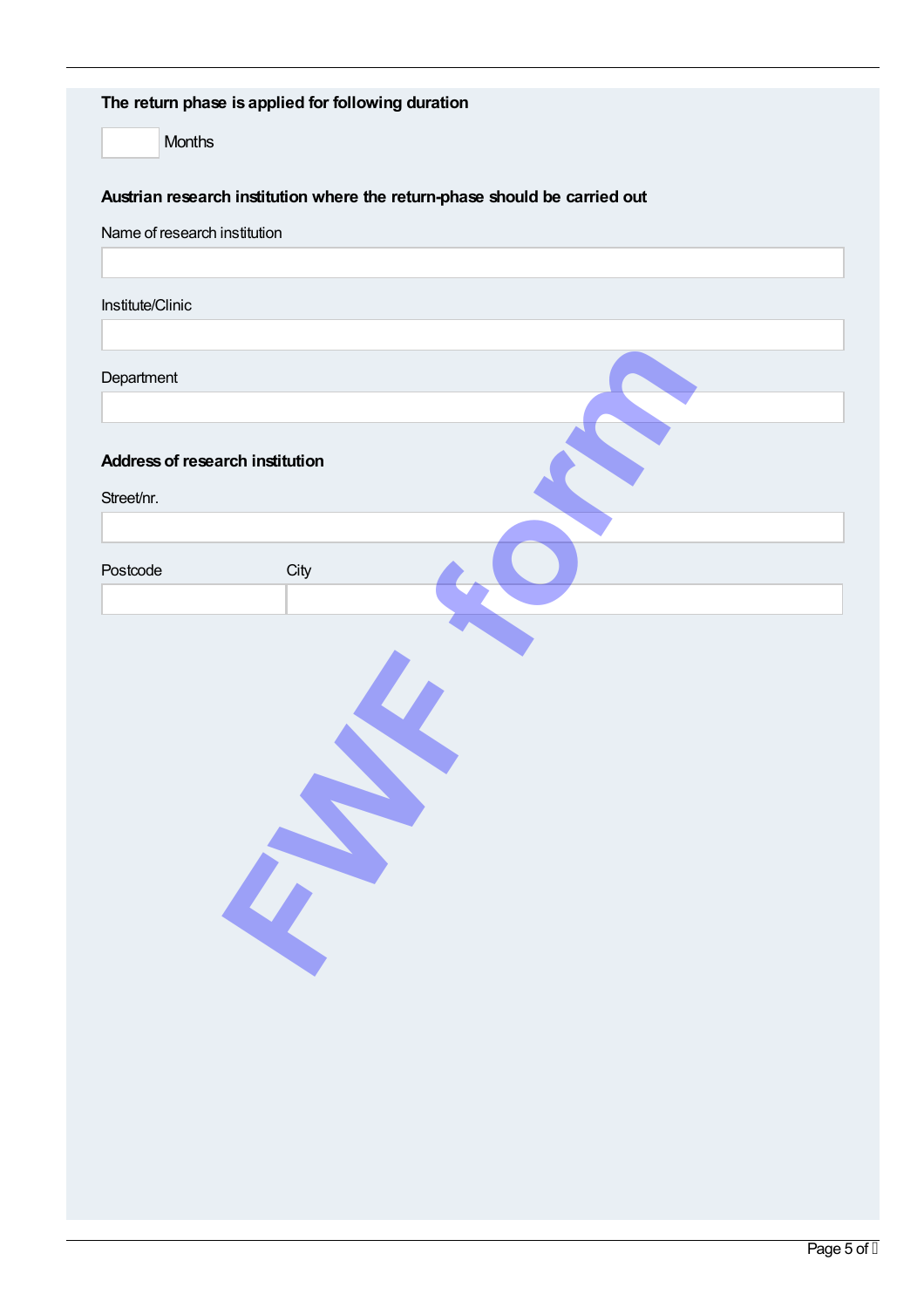**The return phase is applied for following duration**

Months

**Austrian research institution where the return-phase should be carried out**

Name of research institution

Institute/Clinic

Department

**Address of research institution**

Street/nr.

Postcode

City

FWF form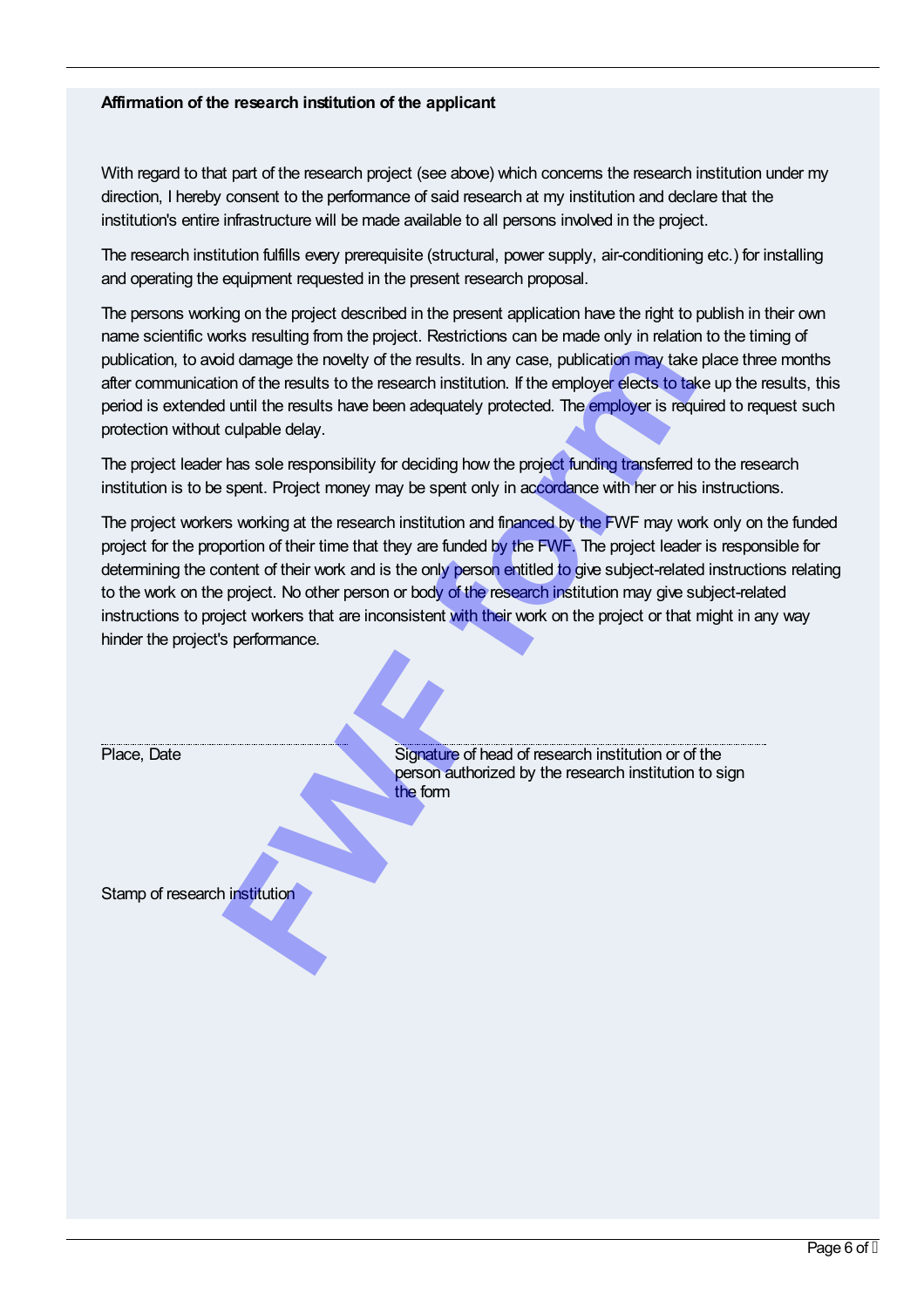**Affirmation of the research institution of the applicant**

With regard to that part of the research project (see above) which concerns the research institution under my direction, I hereby consent to the performance of said research at my institution and declare that the institution's entire infrastructure will be made available to all persons involved in the project.

The research institution fulfills every prerequisite (structural, power supply, air-conditioning etc.) for installing and operating the equipment requested in the present research proposal.

The persons working on the project described in the present application have the right to publish in their own name scientific works resulting from the project. Restrictions can be made only in relation to the timing of publication, to avoid damage the novelty of the results. In any case, publication may take place three months after communication of the results to the research institution. If the employer elects to take up the results, this period is extended until the results have been adequately protected. The employer is required to request such protection without culpable delay.

The project leader has sole responsibility for deciding how the project funding transferred to the research institution is to be spent. Project money may be spent only in accordance with her or his instructions.

The project workers working at the research institution and financed by the FWF may work only on the funded project for the proportion of their time that they are funded by the FWF. The project leader is responsible for determining the content of their work and is the only person entitled to give subject-related instructions relating to the work on the project. No other person or body of the research institution may give subject-related instructions to project workers that are inconsistent with their work on the project or that might in any way hinder the project's performance.

Place, Date

Signature of head of research institution or of the person authorized by the research institution to sign the form

Stamp of research institution

FWF form